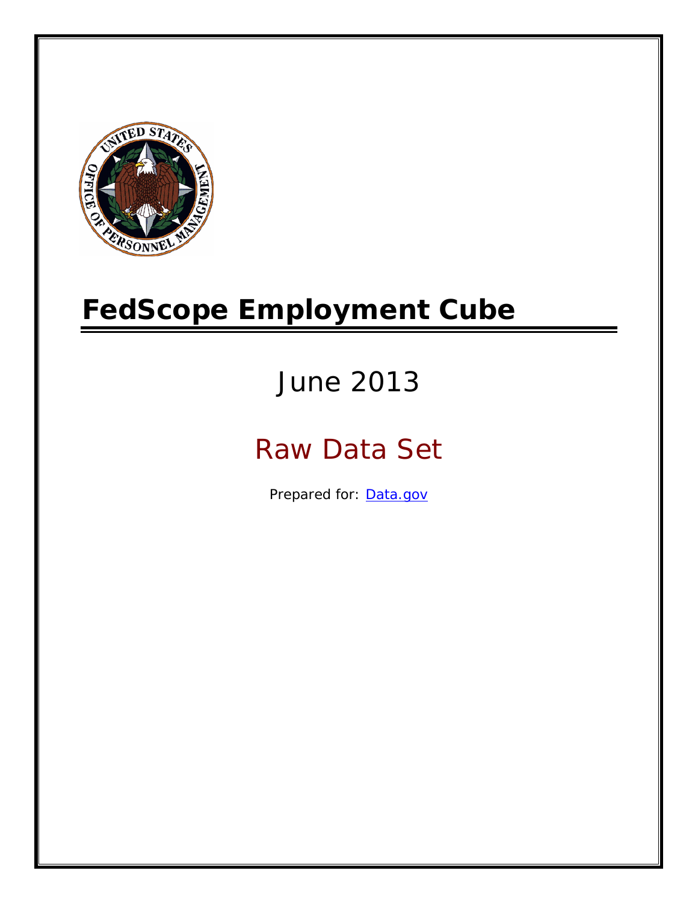# FedScope Employment Cube

June 2013

Raw Data Set

Prepared for: [Data.gov](Data.gov)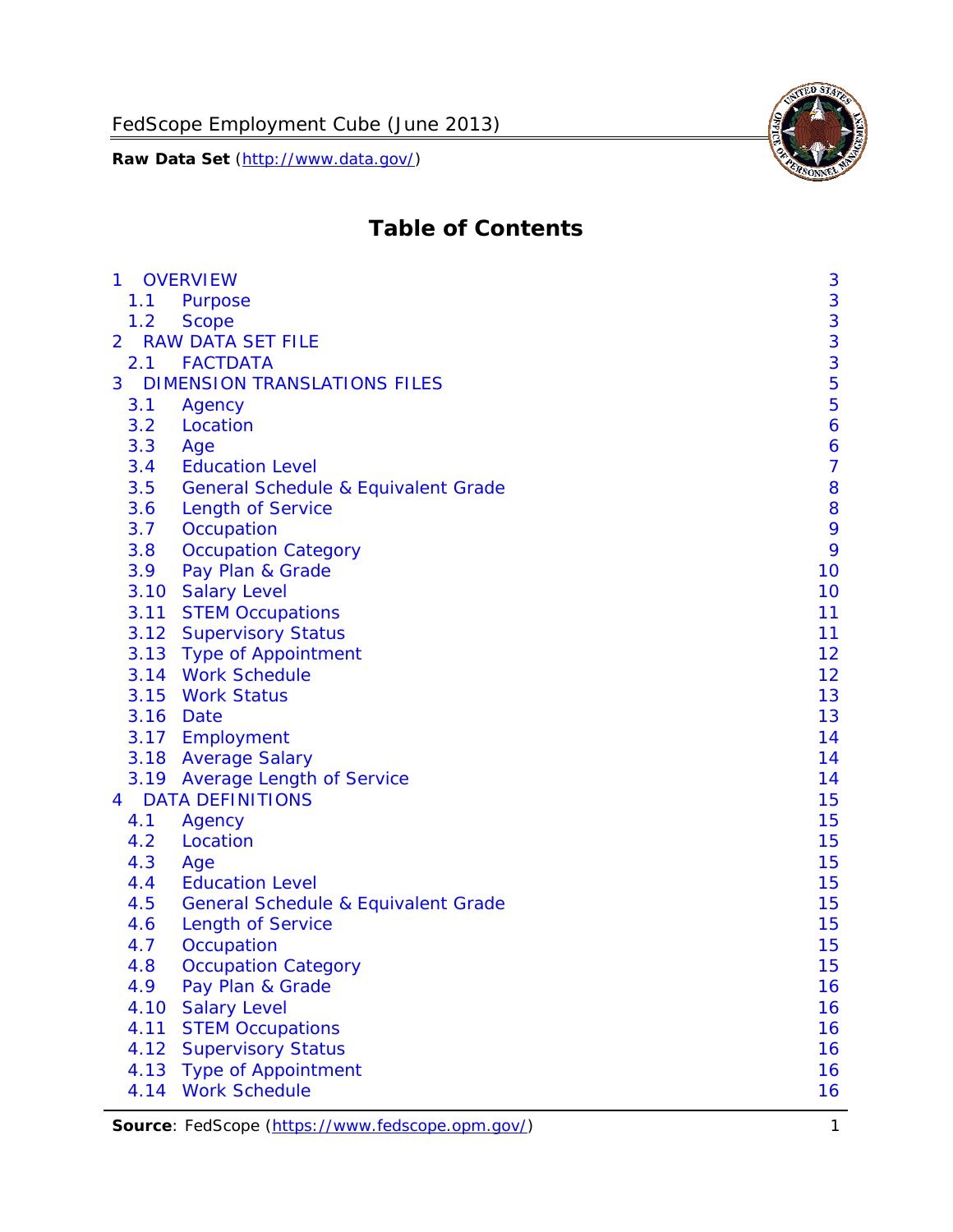# Table of Contents

| | | |
|---|---|---|
| 1 | OVERVIEW | 3 |
| 1.1 | Purpose | 3 |
| 1.2 | Scope | 3 |
| 2 | RAW DATA SET FILE | 3 |
| 2.1 | FACTDATA | 3 |
| 3 | DIMENSION TRANSLATIONS FILES | 5 |
| 3.1 | Agency | 5 |
| 3.2 | Location | 6 |
| 3.3 | Age | 6 |
| 3.4 | Education Level | 7 |
| 3.5 | General Schedule & Equivalent Grade | 8 |
| 3.6 | Length of Service | 8 |
| 3.7 | Occupation | 9 |
| 3.8 | Occupation Category | 9 |
| 3.9 | Pay Plan & Grade | 10 |
| 3.10 | Salary Level | 10 |
| 3.11 | STEM Occupations | 11 |
| 3.12 | Supervisory Status | 11 |
| 3.13 | Type of Appointment | 12 |
| 3.14 | Work Schedule | 12 |
| 3.15 | Work Status | 13 |
| 3.16 | Date | 13 |
| 3.17 | Employment | 14 |
| 3.18 | Average Salary | 14 |
| 3.19 | Average Length of Service | 14 |
| 4 | DATA DEFINITIONS | 15 |
| 4.1 | Agency | 15 |
| 4.2 | Location | 15 |
| 4.3 | Age | 15 |
| 4.4 | Education Level | 15 |
| 4.5 | General Schedule & Equivalent Grade | 15 |
| 4.6 | Length of Service | 15 |
| 4.7 | Occupation | 15 |
| 4.8 | Occupation Category | 15 |
| 4.9 | Pay Plan & Grade | 16 |
| 4.10 | Salary Level | 16 |
| 4.11 | STEM Occupations | 16 |
| 4.12 | Supervisory Status | 16 |
| 4.13 | Type of Appointment | 16 |
| 4.14 | Work Schedule | 16 |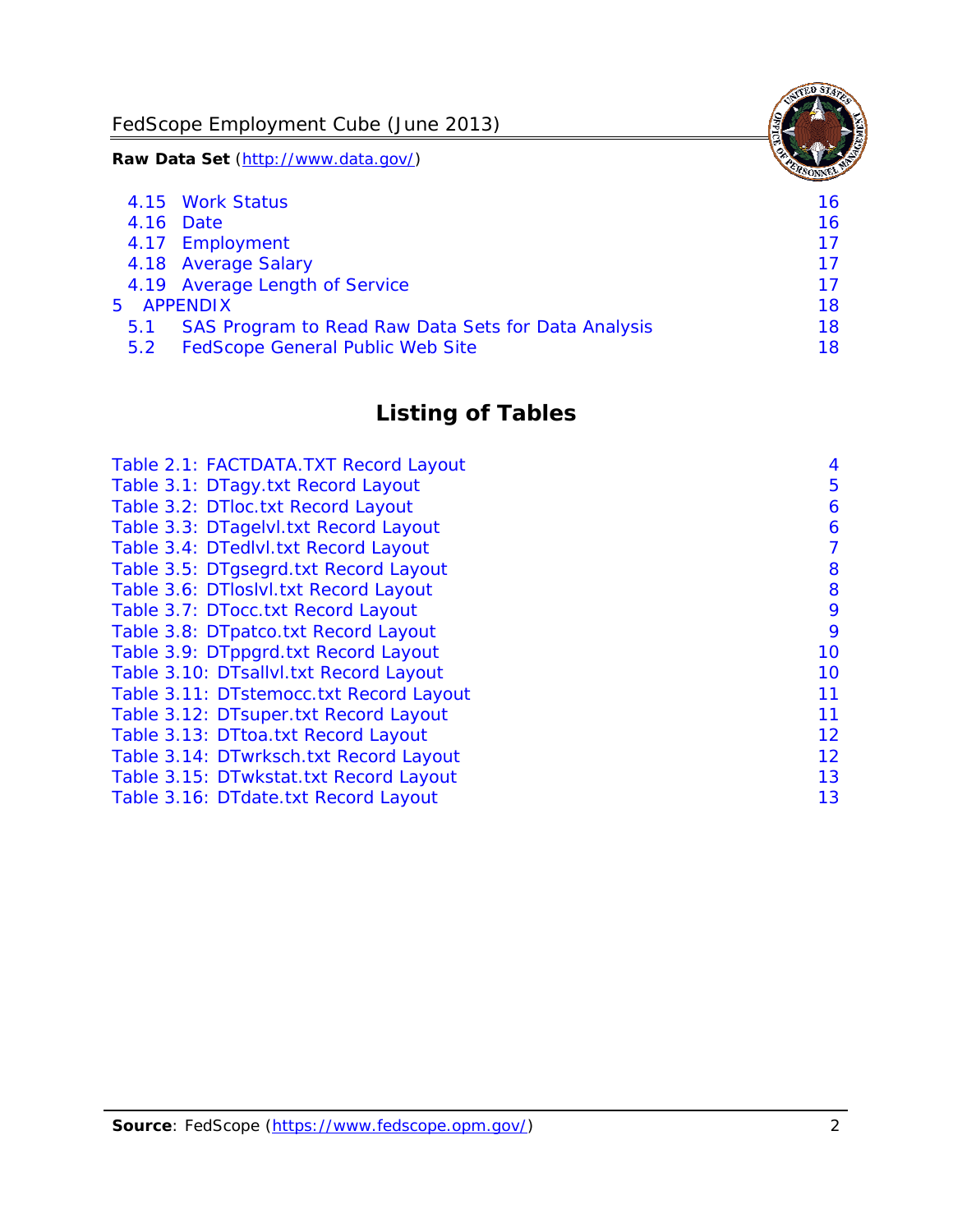4.15 Work Status 16
4.16 Date 16
4.17 Employment 17
4.18 Average Salary 17
4.19 Average Length of Service 17
5 APPENDIX 18
5.1 SAS Program to Read Raw Data Sets for Data Analysis 18
5.2 FedScope General Public Web Site 18

## Listing of Tables

Table 2.1: FACTDATA.TXT Record Layout 4
Table 3.1: DTagy.txt Record Layout 5
Table 3.2: DTloc.txt Record Layout 6
Table 3.3: DTagelvl.txt Record Layout 6
Table 3.4: DTedlvl.txt Record Layout 7
Table 3.5: DTgsegrd.txt Record Layout 8
Table 3.6: DTloslvl.txt Record Layout 8
Table 3.7: DTocc.txt Record Layout 9
Table 3.8: DTpatco.txt Record Layout 9
Table 3.9: DTppgrd.txt Record Layout 10
Table 3.10: DTsallvl.txt Record Layout 10
Table 3.11: DTstemocc.txt Record Layout 11
Table 3.12: DTsuper.txt Record Layout 11
Table 3.13: DTtoa.txt Record Layout 12
Table 3.14: DTwrksch.txt Record Layout 12
Table 3.15: DTwkstat.txt Record Layout 13
Table 3.16: DTdate.txt Record Layout 13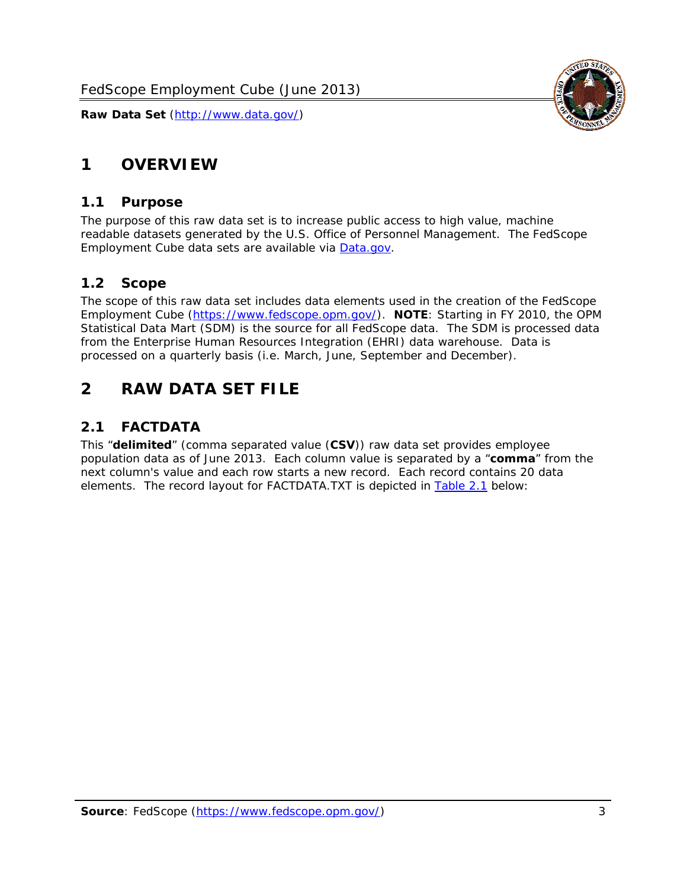# 1 OVERVIEW

## 1.1 Purpose

The purpose of this raw data set is to increase public access to high value, machine readable datasets generated by the U.S. Office of Personnel Management. The FedScope Employment Cube data sets are available via [Data.gov](http://www.data.gov/).

## 1.2 Scope

The scope of this raw data set includes data elements used in the creation of the FedScope Employment Cube ([https://www.fedscope.opm.gov/](https://www.fedscope.opm.gov/)). **NOTE**: Starting in FY 2010, the OPM Statistical Data Mart (SDM) is the source for all FedScope data. The SDM is processed data from the Enterprise Human Resources Integration (EHRI) data warehouse. Data is processed on a quarterly basis (i.e. March, June, September and December).

# 2 RAW DATA SET FILE

## 2.1 FACTDATA

This "**delimited**" (comma separated value (**CSV**)) raw data set provides employee population data as of June 2013. Each column value is separated by a "**comma**" from the next column's value and each row starts a new record. Each record contains 20 data elements. The record layout for FACTDATA.TXT is depicted in Table 2.1 below: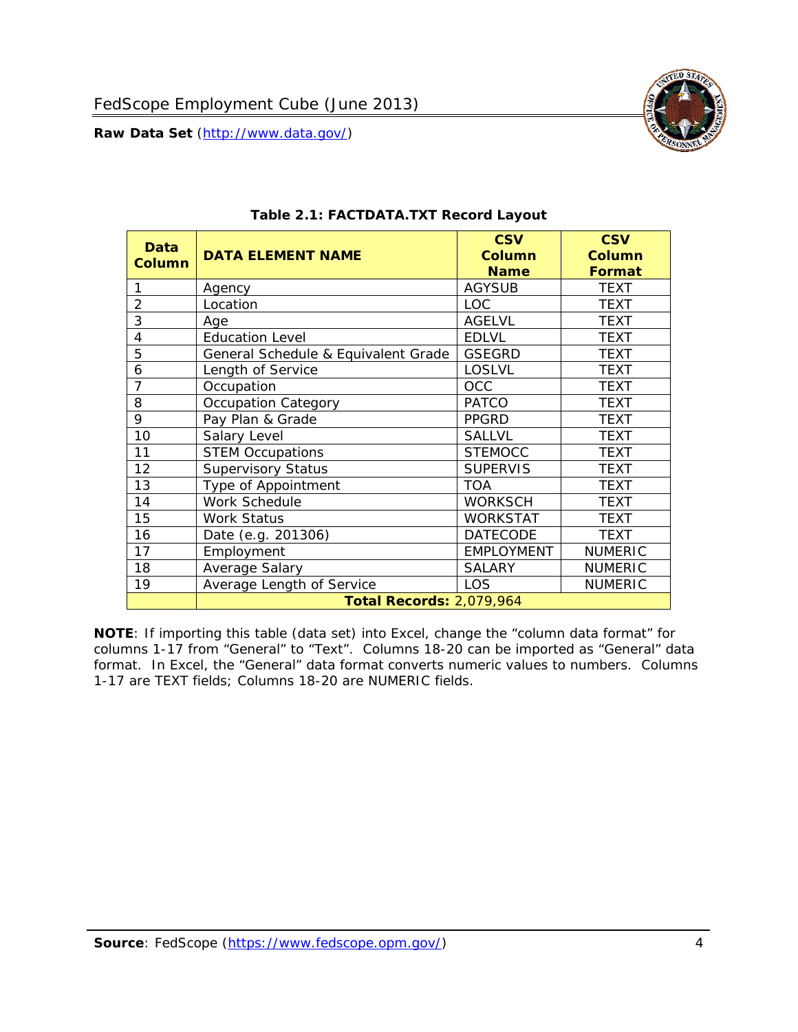**Table 2.1: FACTDATA.TXT Record Layout**

| Data Column | DATA ELEMENT NAME | CSV Column Name | CSV Column Format |
|---|---|---|---|
| 1 | Agency | AGYSUB | TEXT |
| 2 | Location | LOC | TEXT |
| 3 | Age | AGELVL | TEXT |
| 4 | Education Level | EDLVL | TEXT |
| 5 | General Schedule & Equivalent Grade | GSEGRD | TEXT |
| 6 | Length of Service | LOSLVL | TEXT |
| 7 | Occupation | OCC | TEXT |
| 8 | Occupation Category | PATCO | TEXT |
| 9 | Pay Plan & Grade | PPGRD | TEXT |
| 10 | Salary Level | SALLVL | TEXT |
| 11 | STEM Occupations | STEMOCC | TEXT |
| 12 | Supervisory Status | SUPERVIS | TEXT |
| 13 | Type of Appointment | TOA | TEXT |
| 14 | Work Schedule | WORKSCH | TEXT |
| 15 | Work Status | WORKSTAT | TEXT |
| 16 | Date (e.g. 201306) | DATECODE | TEXT |
| 17 | Employment | EMPLOYMENT | NUMERIC |
| 18 | Average Salary | SALARY | NUMERIC |
| 19 | Average Length of Service | LOS | NUMERIC |
| | **Total Records:** 2,079,964 | | |

**NOTE**: If importing this table (data set) into Excel, change the "column data format" for columns 1-17 from "General" to "Text". Columns 18-20 can be imported as "General" data format. In Excel, the "General" data format converts numeric values to numbers. Columns 1-17 are TEXT fields; Columns 18-20 are NUMERIC fields.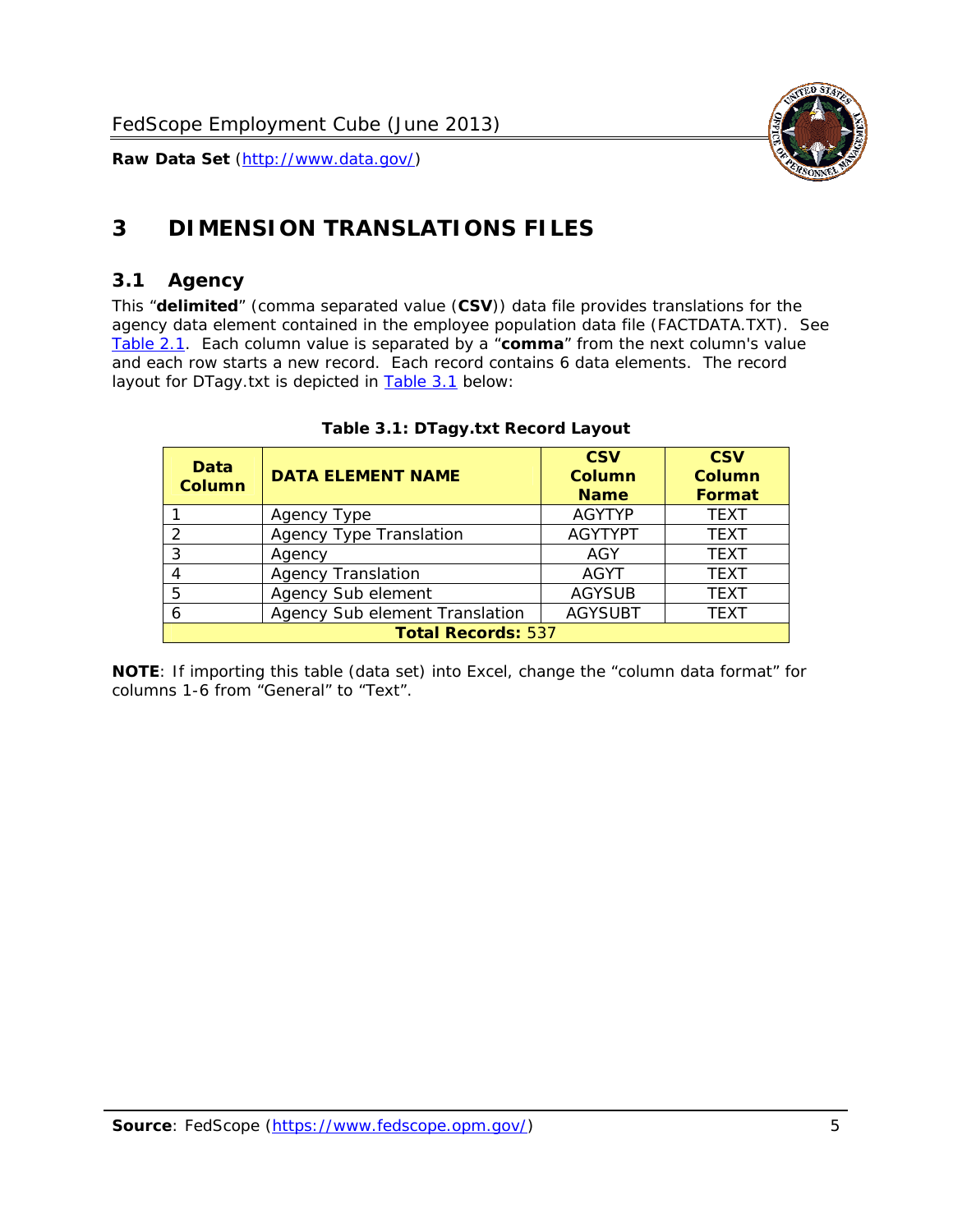# 3 DIMENSION TRANSLATIONS FILES

## 3.1 Agency

This "**delimited**" (comma separated value (**CSV**)) data file provides translations for the agency data element contained in the employee population data file (FACTDATA.TXT). See Table 2.1. Each column value is separated by a "**comma**" from the next column's value and each row starts a new record. Each record contains 6 data elements. The record layout for DTagy.txt is depicted in Table 3.1 below:

**Table 3.1: DTagy.txt Record Layout**

| Data Column | DATA ELEMENT NAME | CSV Column Name | CSV Column Format |
|---|---|---|---|
| 1 | Agency Type | AGYTYP | TEXT |
| 2 | Agency Type Translation | AGYTYPT | TEXT |
| 3 | Agency | AGY | TEXT |
| 4 | Agency Translation | AGYT | TEXT |
| 5 | Agency Sub element | AGYSUB | TEXT |
| 6 | Agency Sub element Translation | AGYSUBT | TEXT |
| **Total Records:** 537 | | | |

**NOTE**: If importing this table (data set) into Excel, change the "column data format" for columns 1-6 from "General" to "Text".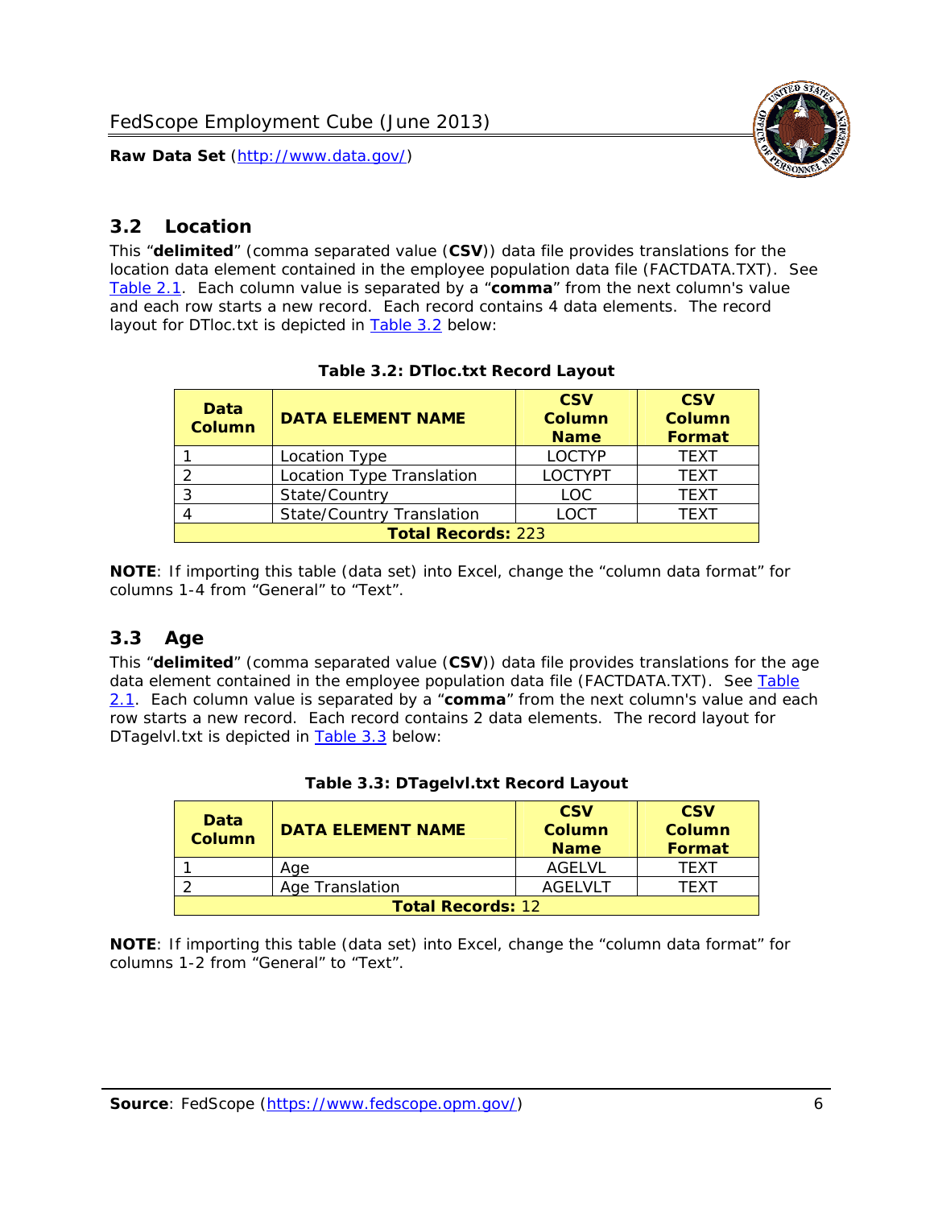## 3.2 Location

This "**delimited**" (comma separated value (**CSV**)) data file provides translations for the location data element contained in the employee population data file (FACTDATA.TXT). See Table 2.1. Each column value is separated by a "**comma**" from the next column's value and each row starts a new record. Each record contains 4 data elements. The record layout for DTloc.txt is depicted in Table 3.2 below:

**Table 3.2: DTloc.txt Record Layout**

| Data Column | DATA ELEMENT NAME | CSV Column Name | CSV Column Format |
|---|---|---|---|
| 1 | Location Type | LOCTYP | TEXT |
| 2 | Location Type Translation | LOCTYPT | TEXT |
| 3 | State/Country | LOC | TEXT |
| 4 | State/Country Translation | LOCT | TEXT |
| **Total Records:** 223 | | | |

**NOTE**: If importing this table (data set) into Excel, change the "column data format" for columns 1-4 from "General" to "Text".

## 3.3 Age

This "**delimited**" (comma separated value (**CSV**)) data file provides translations for the age data element contained in the employee population data file (FACTDATA.TXT). See Table 2.1. Each column value is separated by a "**comma**" from the next column's value and each row starts a new record. Each record contains 2 data elements. The record layout for DTagelvl.txt is depicted in Table 3.3 below:

**Table 3.3: DTagelvl.txt Record Layout**

| Data Column | DATA ELEMENT NAME | CSV Column Name | CSV Column Format |
|---|---|---|---|
| 1 | Age | AGELVL | TEXT |
| 2 | Age Translation | AGELVLT | TEXT |
| **Total Records:** 12 | | | |

**NOTE**: If importing this table (data set) into Excel, change the "column data format" for columns 1-2 from "General" to "Text".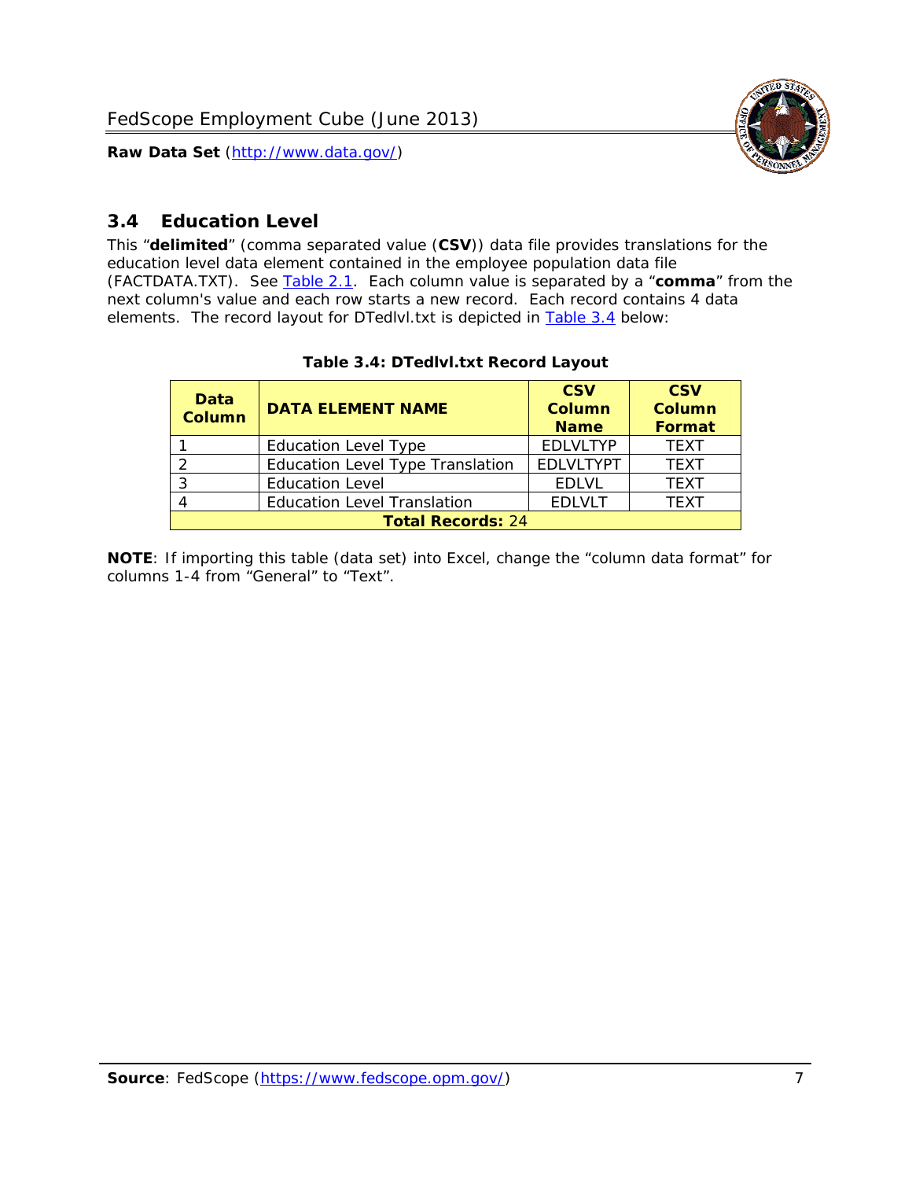## 3.4 Education Level

This "**delimited**" (comma separated value (**CSV**)) data file provides translations for the education level data element contained in the employee population data file (FACTDATA.TXT). See Table 2.1. Each column value is separated by a "**comma**" from the next column's value and each row starts a new record. Each record contains 4 data elements. The record layout for DTedlvl.txt is depicted in Table 3.4 below:

**Table 3.4: DTedlvl.txt Record Layout**

| Data Column | DATA ELEMENT NAME | CSV Column Name | CSV Column Format |
|---|---|---|---|
| 1 | Education Level Type | EDLVLTYP | TEXT |
| 2 | Education Level Type Translation | EDLVLTYPT | TEXT |
| 3 | Education Level | EDLVL | TEXT |
| 4 | Education Level Translation | EDLVLT | TEXT |
| **Total Records:** 24 | | | |

**NOTE**: If importing this table (data set) into Excel, change the "column data format" for columns 1-4 from "General" to "Text".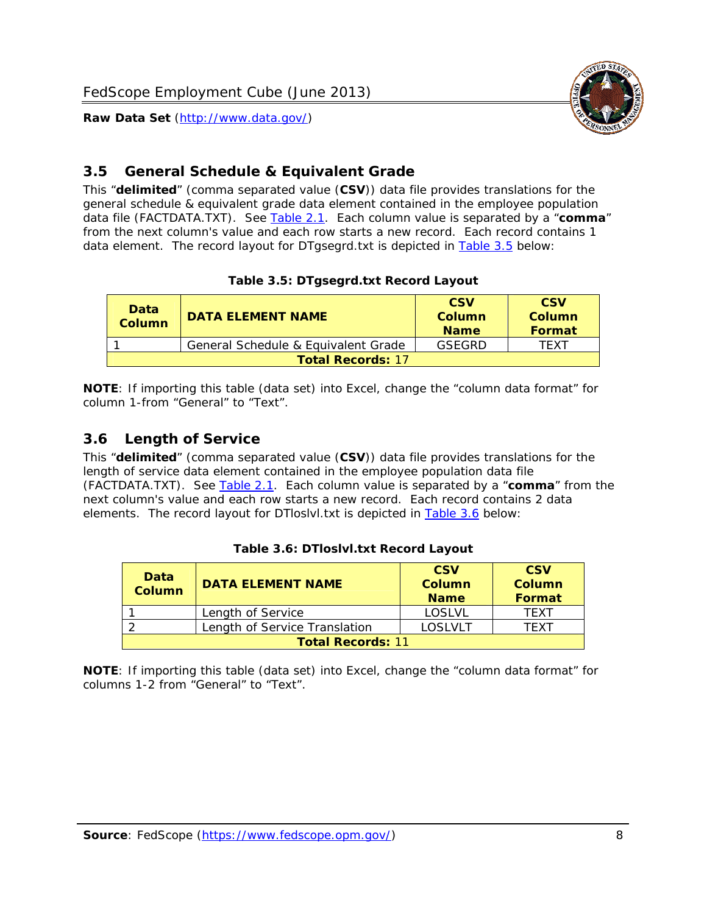## 3.5 General Schedule & Equivalent Grade

This "**delimited**" (comma separated value (**CSV**)) data file provides translations for the general schedule & equivalent grade data element contained in the employee population data file (FACTDATA.TXT). See Table 2.1. Each column value is separated by a "**comma**" from the next column's value and each row starts a new record. Each record contains 1 data element. The record layout for DTgsegrd.txt is depicted in Table 3.5 below:

**Table 3.5: DTgsegrd.txt Record Layout**

| Data Column | DATA ELEMENT NAME | CSV Column Name | CSV Column Format |
|---|---|---|---|
| 1 | General Schedule & Equivalent Grade | GSEGRD | TEXT |
| **Total Records:** 17 | | | |

**NOTE**: If importing this table (data set) into Excel, change the "column data format" for column 1-from "General" to "Text".

## 3.6 Length of Service

This "**delimited**" (comma separated value (**CSV**)) data file provides translations for the length of service data element contained in the employee population data file (FACTDATA.TXT). See Table 2.1. Each column value is separated by a "**comma**" from the next column's value and each row starts a new record. Each record contains 2 data elements. The record layout for DTloslvl.txt is depicted in Table 3.6 below:

**Table 3.6: DTloslvl.txt Record Layout**

| Data Column | DATA ELEMENT NAME | CSV Column Name | CSV Column Format |
|---|---|---|---|
| 1 | Length of Service | LOSLVL | TEXT |
| 2 | Length of Service Translation | LOSLVLT | TEXT |
| **Total Records:** 11 | | | |

**NOTE**: If importing this table (data set) into Excel, change the "column data format" for columns 1-2 from "General" to "Text".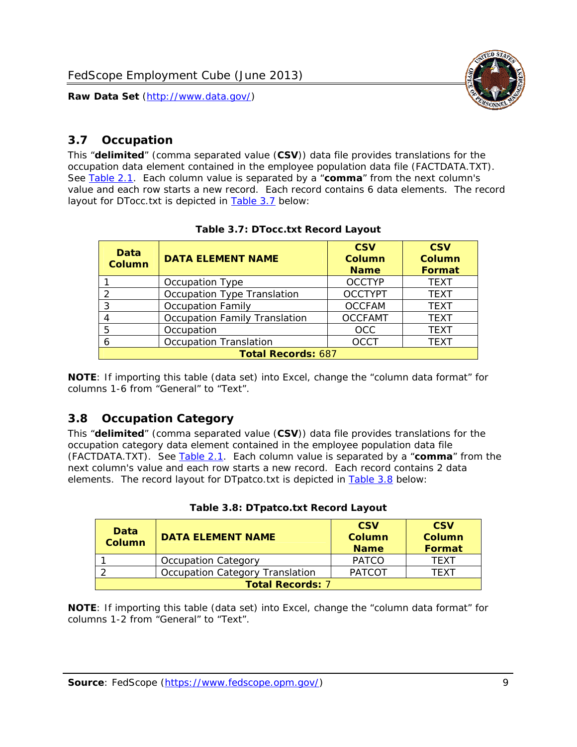## 3.7 Occupation

This "**delimited**" (comma separated value (**CSV**)) data file provides translations for the occupation data element contained in the employee population data file (FACTDATA.TXT). See Table 2.1. Each column value is separated by a "**comma**" from the next column's value and each row starts a new record. Each record contains 6 data elements. The record layout for DTocc.txt is depicted in Table 3.7 below:

**Table 3.7: DTocc.txt Record Layout**

| Data Column | DATA ELEMENT NAME | CSV Column Name | CSV Column Format |
|---|---|---|---|
| 1 | Occupation Type | OCCTYP | TEXT |
| 2 | Occupation Type Translation | OCCTYPT | TEXT |
| 3 | Occupation Family | OCCFAM | TEXT |
| 4 | Occupation Family Translation | OCCFAMT | TEXT |
| 5 | Occupation | OCC | TEXT |
| 6 | Occupation Translation | OCCT | TEXT |
| **Total Records:** 687 | | | |

**NOTE**: If importing this table (data set) into Excel, change the "column data format" for columns 1-6 from "General" to "Text".

## 3.8 Occupation Category

This "**delimited**" (comma separated value (**CSV**)) data file provides translations for the occupation category data element contained in the employee population data file (FACTDATA.TXT). See Table 2.1. Each column value is separated by a "**comma**" from the next column's value and each row starts a new record. Each record contains 2 data elements. The record layout for DTpatco.txt is depicted in Table 3.8 below:

**Table 3.8: DTpatco.txt Record Layout**

| Data Column | DATA ELEMENT NAME | CSV Column Name | CSV Column Format |
|---|---|---|---|
| 1 | Occupation Category | PATCO | TEXT |
| 2 | Occupation Category Translation | PATCOT | TEXT |
| **Total Records:** 7 | | | |

**NOTE**: If importing this table (data set) into Excel, change the "column data format" for columns 1-2 from "General" to "Text".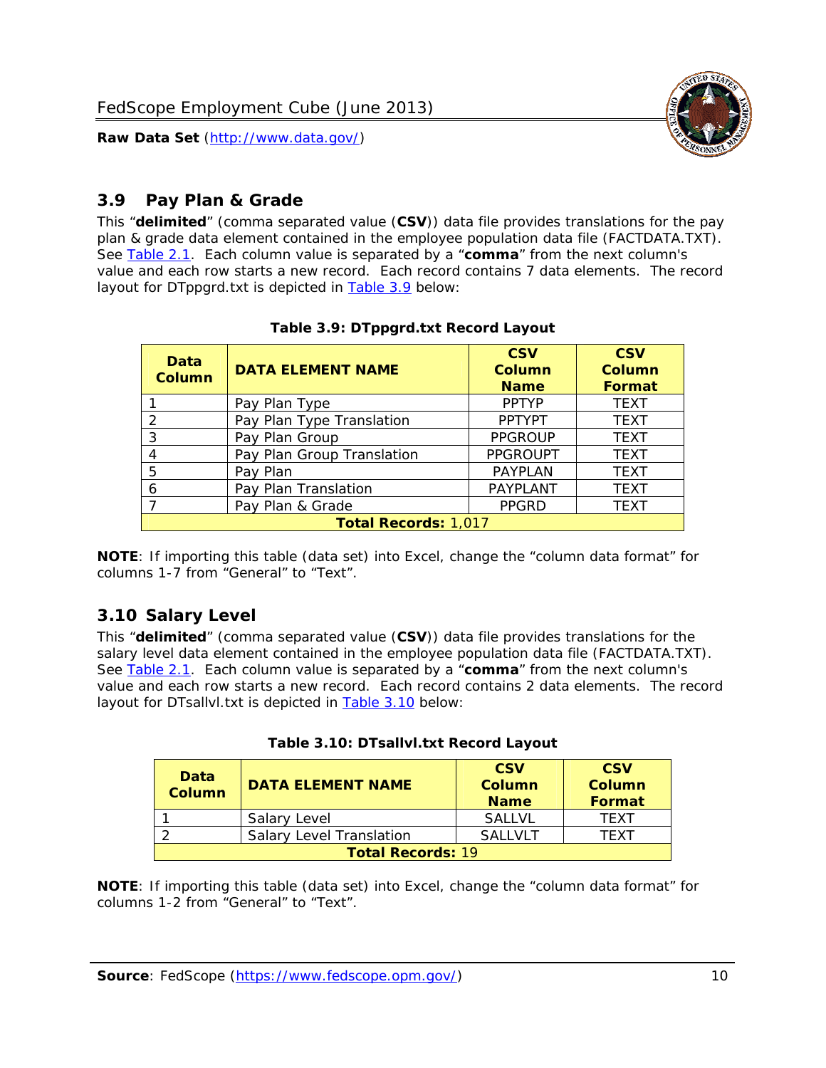## 3.9 Pay Plan & Grade

This "**delimited**" (comma separated value (**CSV**)) data file provides translations for the pay plan & grade data element contained in the employee population data file (FACTDATA.TXT). See Table 2.1. Each column value is separated by a "**comma**" from the next column's value and each row starts a new record. Each record contains 7 data elements. The record layout for DTppgrd.txt is depicted in Table 3.9 below:

**Table 3.9: DTppgrd.txt Record Layout**

| Data Column | DATA ELEMENT NAME | CSV Column Name | CSV Column Format |
|---|---|---|---|
| 1 | Pay Plan Type | PPTYP | TEXT |
| 2 | Pay Plan Type Translation | PPTYPT | TEXT |
| 3 | Pay Plan Group | PPGROUP | TEXT |
| 4 | Pay Plan Group Translation | PPGROUPT | TEXT |
| 5 | Pay Plan | PAYPLAN | TEXT |
| 6 | Pay Plan Translation | PAYPLANT | TEXT |
| 7 | Pay Plan & Grade | PPGRD | TEXT |
| **Total Records:** 1,017 | | | |

**NOTE**: If importing this table (data set) into Excel, change the "column data format" for columns 1-7 from "General" to "Text".

## 3.10 Salary Level

This "**delimited**" (comma separated value (**CSV**)) data file provides translations for the salary level data element contained in the employee population data file (FACTDATA.TXT). See Table 2.1. Each column value is separated by a "**comma**" from the next column's value and each row starts a new record. Each record contains 2 data elements. The record layout for DTsallvl.txt is depicted in Table 3.10 below:

**Table 3.10: DTsallvl.txt Record Layout**

| Data Column | DATA ELEMENT NAME | CSV Column Name | CSV Column Format |
|---|---|---|---|
| 1 | Salary Level | SALLVL | TEXT |
| 2 | Salary Level Translation | SALLVLT | TEXT |
| **Total Records:** 19 | | | |

**NOTE**: If importing this table (data set) into Excel, change the "column data format" for columns 1-2 from "General" to "Text".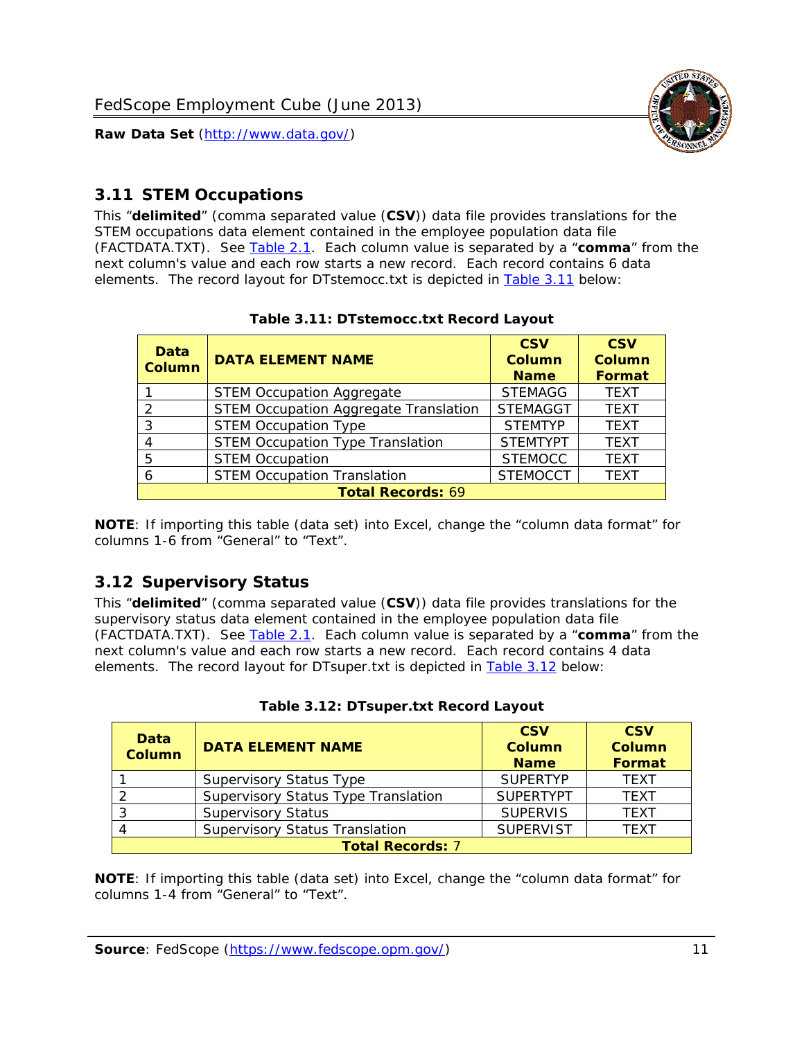## 3.11 STEM Occupations

This "**delimited**" (comma separated value (**CSV**)) data file provides translations for the STEM occupations data element contained in the employee population data file (FACTDATA.TXT). See Table 2.1. Each column value is separated by a "**comma**" from the next column's value and each row starts a new record. Each record contains 6 data elements. The record layout for DTstemocc.txt is depicted in Table 3.11 below:

**Table 3.11: DTstemocc.txt Record Layout**

| Data Column | DATA ELEMENT NAME | CSV Column Name | CSV Column Format |
|---|---|---|---|
| 1 | STEM Occupation Aggregate | STEMAGG | TEXT |
| 2 | STEM Occupation Aggregate Translation | STEMAGGT | TEXT |
| 3 | STEM Occupation Type | STEMTYP | TEXT |
| 4 | STEM Occupation Type Translation | STEMTYPT | TEXT |
| 5 | STEM Occupation | STEMOCC | TEXT |
| 6 | STEM Occupation Translation | STEMOCCT | TEXT |
| **Total Records: 69** | | | |

**NOTE**: If importing this table (data set) into Excel, change the "column data format" for columns 1-6 from "General" to "Text".

## 3.12 Supervisory Status

This "**delimited**" (comma separated value (**CSV**)) data file provides translations for the supervisory status data element contained in the employee population data file (FACTDATA.TXT). See Table 2.1. Each column value is separated by a "**comma**" from the next column's value and each row starts a new record. Each record contains 4 data elements. The record layout for DTsuper.txt is depicted in Table 3.12 below:

**Table 3.12: DTsuper.txt Record Layout**

| Data Column | DATA ELEMENT NAME | CSV Column Name | CSV Column Format |
|---|---|---|---|
| 1 | Supervisory Status Type | SUPERTYP | TEXT |
| 2 | Supervisory Status Type Translation | SUPERTYPT | TEXT |
| 3 | Supervisory Status | SUPERVIS | TEXT |
| 4 | Supervisory Status Translation | SUPERVIST | TEXT |
| **Total Records: 7** | | | |

**NOTE**: If importing this table (data set) into Excel, change the "column data format" for columns 1-4 from "General" to "Text".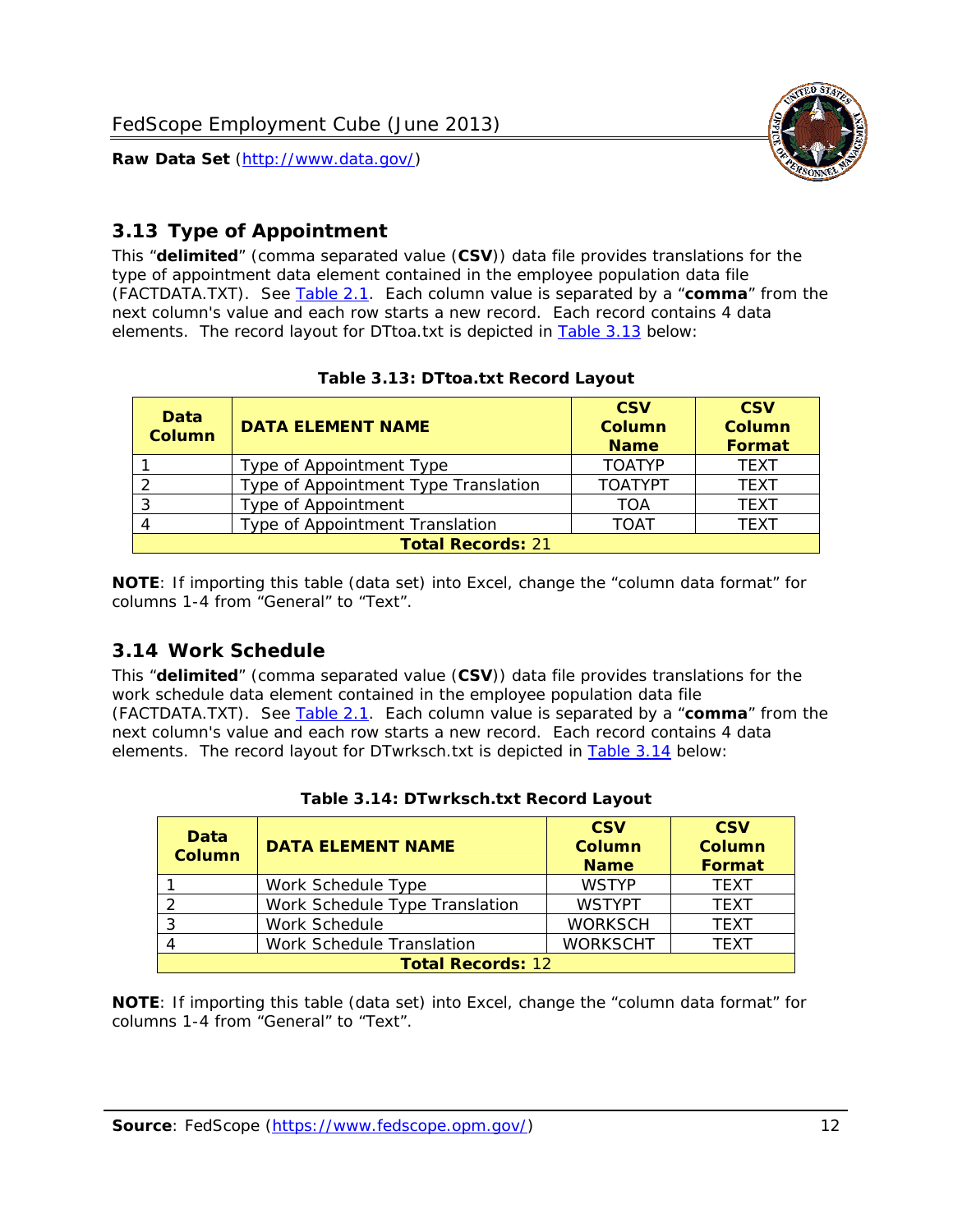## 3.13 Type of Appointment

This "**delimited**" (comma separated value (**CSV**)) data file provides translations for the type of appointment data element contained in the employee population data file (FACTDATA.TXT). See Table 2.1. Each column value is separated by a "**comma**" from the next column's value and each row starts a new record. Each record contains 4 data elements. The record layout for DTtoa.txt is depicted in Table 3.13 below:

**Table 3.13: DTtoa.txt Record Layout**

| Data Column | DATA ELEMENT NAME | CSV Column Name | CSV Column Format |
|---|---|---|---|
| 1 | Type of Appointment Type | TOATYP | TEXT |
| 2 | Type of Appointment Type Translation | TOATYPT | TEXT |
| 3 | Type of Appointment | TOA | TEXT |
| 4 | Type of Appointment Translation | TOAT | TEXT |
| **Total Records:** 21 | | | |

**NOTE**: If importing this table (data set) into Excel, change the "column data format" for columns 1-4 from "General" to "Text".

## 3.14 Work Schedule

This "**delimited**" (comma separated value (**CSV**)) data file provides translations for the work schedule data element contained in the employee population data file (FACTDATA.TXT). See Table 2.1. Each column value is separated by a "**comma**" from the next column's value and each row starts a new record. Each record contains 4 data elements. The record layout for DTwrksch.txt is depicted in Table 3.14 below:

**Table 3.14: DTwrksch.txt Record Layout**

| Data Column | DATA ELEMENT NAME | CSV Column Name | CSV Column Format |
|---|---|---|---|
| 1 | Work Schedule Type | WSTYP | TEXT |
| 2 | Work Schedule Type Translation | WSTYPT | TEXT |
| 3 | Work Schedule | WORKSCH | TEXT |
| 4 | Work Schedule Translation | WORKSCHT | TEXT |
| **Total Records:** 12 | | | |

**NOTE**: If importing this table (data set) into Excel, change the "column data format" for columns 1-4 from "General" to "Text".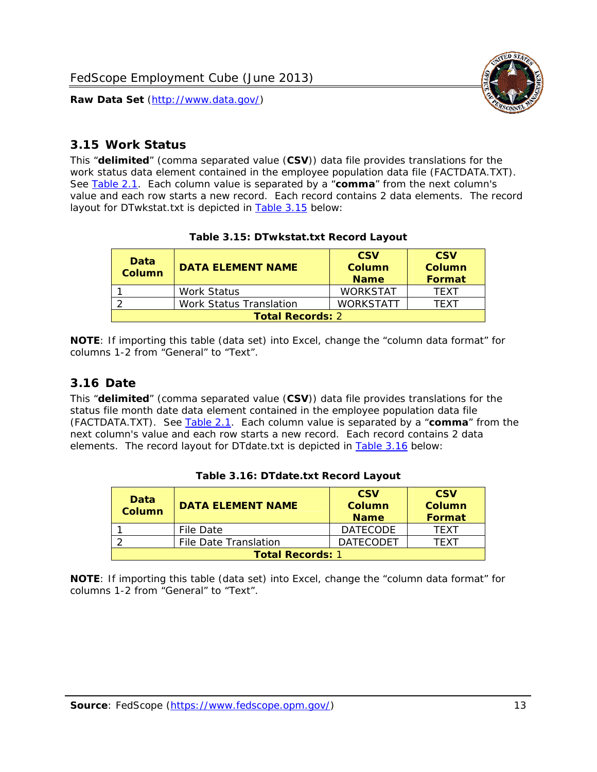## 3.15 Work Status

This "**delimited**" (comma separated value (**CSV**)) data file provides translations for the work status data element contained in the employee population data file (FACTDATA.TXT). See Table 2.1. Each column value is separated by a "**comma**" from the next column's value and each row starts a new record. Each record contains 2 data elements. The record layout for DTwkstat.txt is depicted in Table 3.15 below:

**Table 3.15: DTwkstat.txt Record Layout**

| Data Column | DATA ELEMENT NAME | CSV Column Name | CSV Column Format |
|---|---|---|---|
| 1 | Work Status | WORKSTAT | TEXT |
| 2 | Work Status Translation | WORKSTATT | TEXT |
| **Total Records:** 2 | | | |

**NOTE**: If importing this table (data set) into Excel, change the "column data format" for columns 1-2 from "General" to "Text".

## 3.16 Date

This "**delimited**" (comma separated value (**CSV**)) data file provides translations for the status file month date data element contained in the employee population data file (FACTDATA.TXT). See Table 2.1. Each column value is separated by a "**comma**" from the next column's value and each row starts a new record. Each record contains 2 data elements. The record layout for DTdate.txt is depicted in Table 3.16 below:

**Table 3.16: DTdate.txt Record Layout**

| Data Column | DATA ELEMENT NAME | CSV Column Name | CSV Column Format |
|---|---|---|---|
| 1 | File Date | DATECODE | TEXT |
| 2 | File Date Translation | DATECODET | TEXT |
| **Total Records:** 1 | | | |

**NOTE**: If importing this table (data set) into Excel, change the "column data format" for columns 1-2 from "General" to "Text".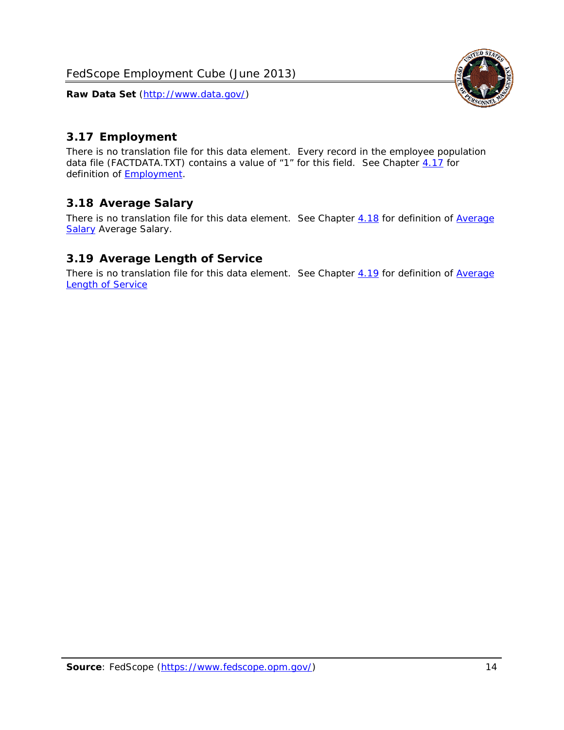## 3.17 Employment

There is no translation file for this data element. Every record in the employee population data file (FACTDATA.TXT) contains a value of "1" for this field. See Chapter 4.17 for definition of Employment.

## 3.18 Average Salary

There is no translation file for this data element. See Chapter 4.18 for definition of Average Salary Average Salary.

## 3.19 Average Length of Service

There is no translation file for this data element. See Chapter 4.19 for definition of Average Length of Service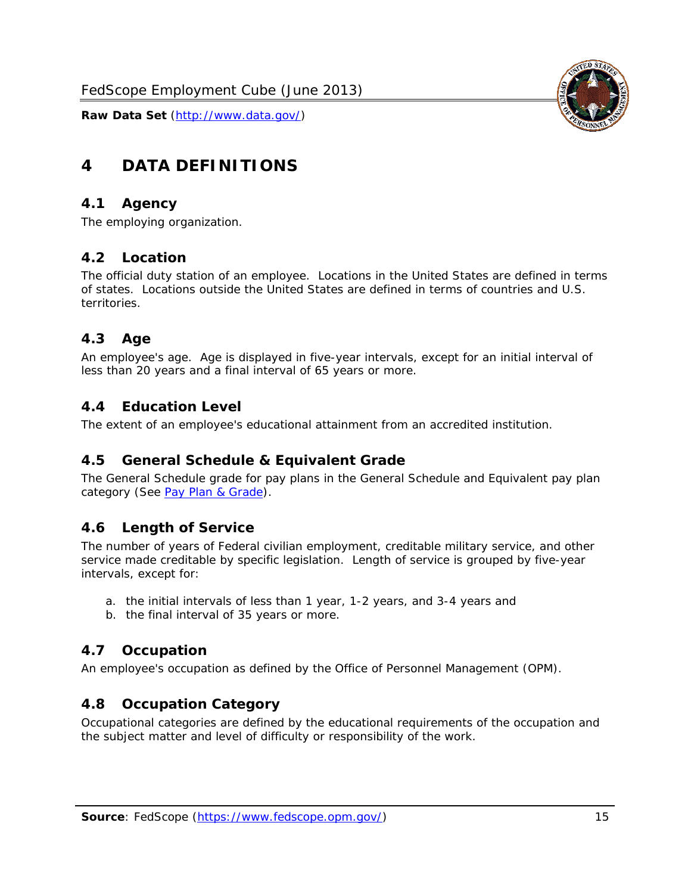# 4 DATA DEFINITIONS

## 4.1 Agency

The employing organization.

## 4.2 Location

The official duty station of an employee. Locations in the United States are defined in terms of states. Locations outside the United States are defined in terms of countries and U.S. territories.

## 4.3 Age

An employee's age. Age is displayed in five-year intervals, except for an initial interval of less than 20 years and a final interval of 65 years or more.

## 4.4 Education Level

The extent of an employee's educational attainment from an accredited institution.

## 4.5 General Schedule & Equivalent Grade

The General Schedule grade for pay plans in the General Schedule and Equivalent pay plan category (See Pay Plan & Grade).

## 4.6 Length of Service

The number of years of Federal civilian employment, creditable military service, and other service made creditable by specific legislation. Length of service is grouped by five-year intervals, except for:

a. the initial intervals of less than 1 year, 1-2 years, and 3-4 years and
b. the final interval of 35 years or more.

## 4.7 Occupation

An employee's occupation as defined by the Office of Personnel Management (OPM).

## 4.8 Occupation Category

Occupational categories are defined by the educational requirements of the occupation and the subject matter and level of difficulty or responsibility of the work.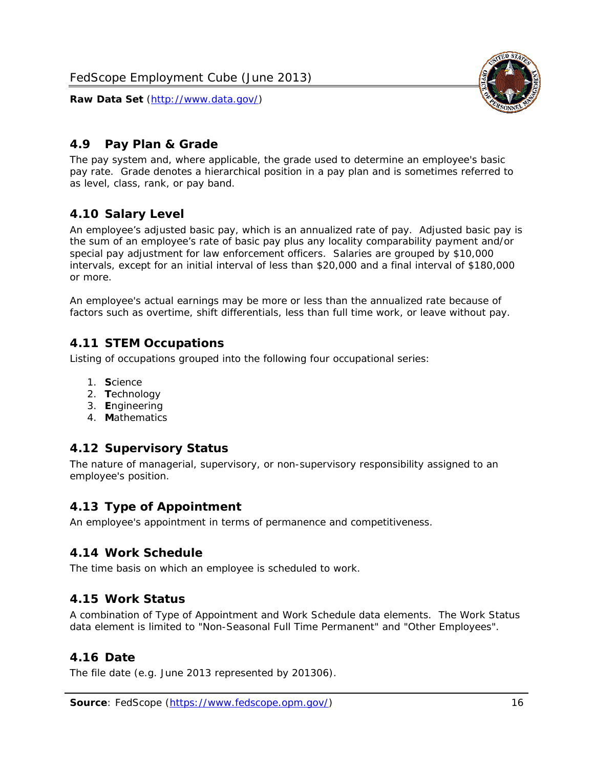## 4.9 Pay Plan & Grade

The pay system and, where applicable, the grade used to determine an employee's basic pay rate. Grade denotes a hierarchical position in a pay plan and is sometimes referred to as level, class, rank, or pay band.

## 4.10 Salary Level

An employee's adjusted basic pay, which is an annualized rate of pay. Adjusted basic pay is the sum of an employee's rate of basic pay plus any locality comparability payment and/or special pay adjustment for law enforcement officers. Salaries are grouped by $10,000 intervals, except for an initial interval of less than $20,000 and a final interval of $180,000 or more.

An employee's actual earnings may be more or less than the annualized rate because of factors such as overtime, shift differentials, less than full time work, or leave without pay.

## 4.11 STEM Occupations

Listing of occupations grouped into the following four occupational series:

1. **S**cience
2. **T**echnology
3. **E**ngineering
4. **M**athematics

## 4.12 Supervisory Status

The nature of managerial, supervisory, or non-supervisory responsibility assigned to an employee's position.

## 4.13 Type of Appointment

An employee's appointment in terms of permanence and competitiveness.

## 4.14 Work Schedule

The time basis on which an employee is scheduled to work.

## 4.15 Work Status

A combination of Type of Appointment and Work Schedule data elements. The Work Status data element is limited to "Non-Seasonal Full Time Permanent" and "Other Employees".

## 4.16 Date

The file date (e.g. June 2013 represented by 201306).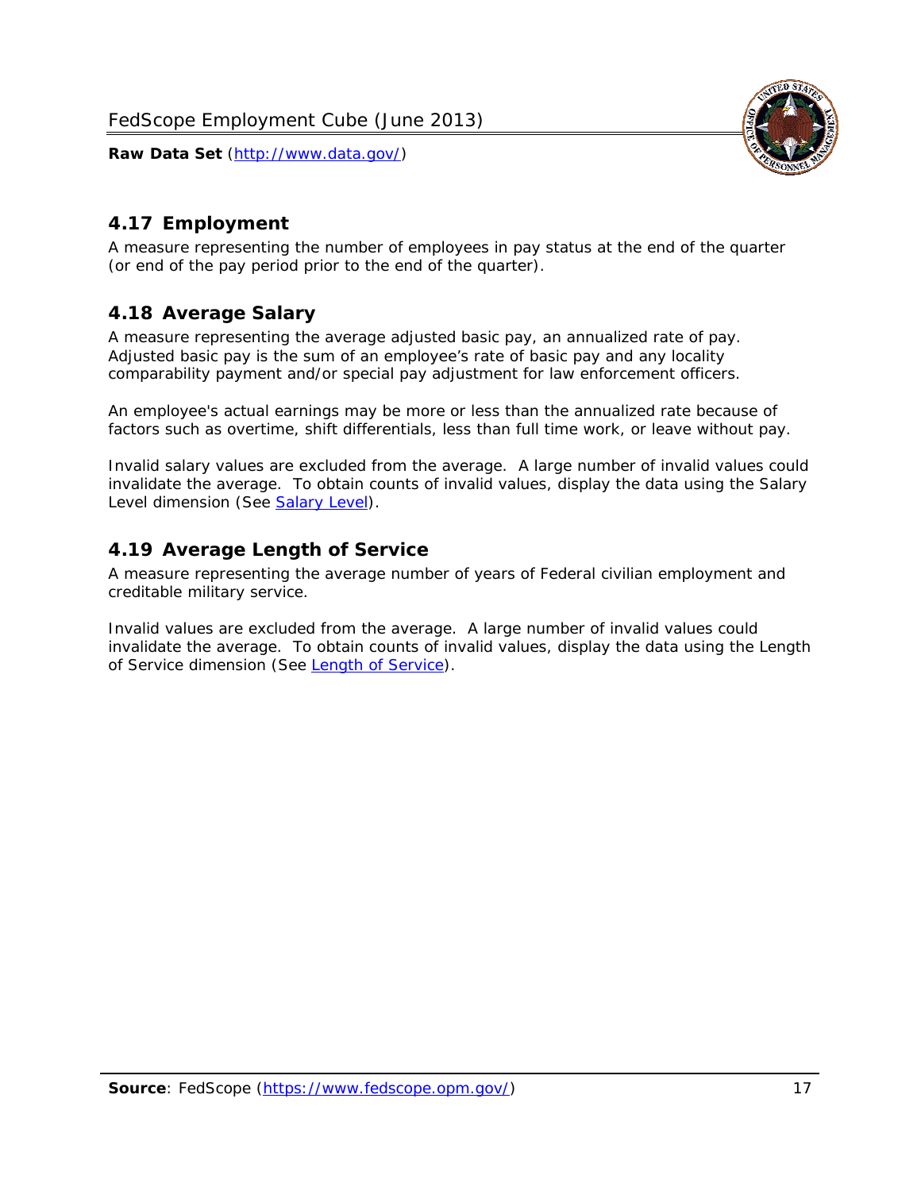## 4.17 Employment

A measure representing the number of employees in pay status at the end of the quarter (or end of the pay period prior to the end of the quarter).

## 4.18 Average Salary

A measure representing the average adjusted basic pay, an annualized rate of pay. Adjusted basic pay is the sum of an employee's rate of basic pay and any locality comparability payment and/or special pay adjustment for law enforcement officers.

An employee's actual earnings may be more or less than the annualized rate because of factors such as overtime, shift differentials, less than full time work, or leave without pay.

Invalid salary values are excluded from the average. A large number of invalid values could invalidate the average. To obtain counts of invalid values, display the data using the Salary Level dimension (See Salary Level).

## 4.19 Average Length of Service

A measure representing the average number of years of Federal civilian employment and creditable military service.

Invalid values are excluded from the average. A large number of invalid values could invalidate the average. To obtain counts of invalid values, display the data using the Length of Service dimension (See Length of Service).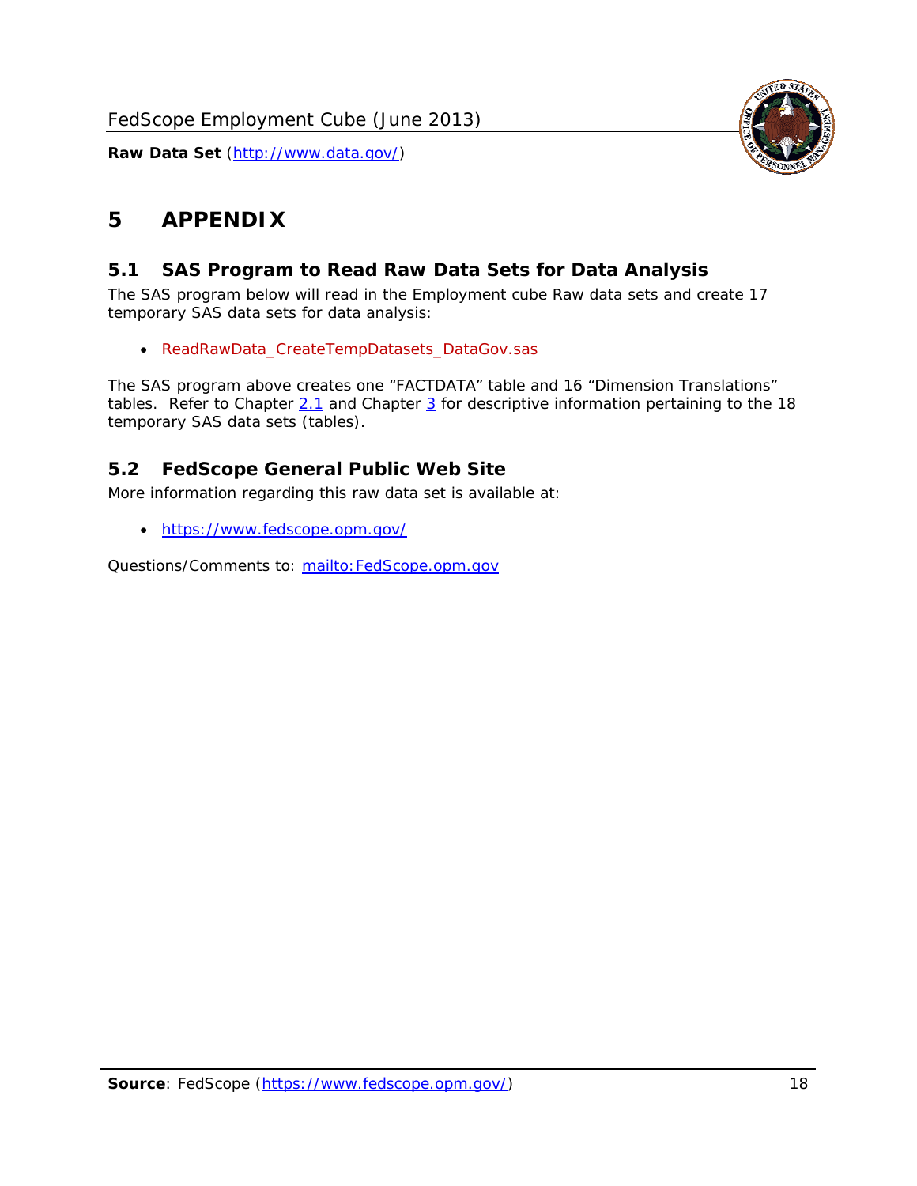# 5 APPENDIX

## 5.1 SAS Program to Read Raw Data Sets for Data Analysis

The SAS program below will read in the Employment cube Raw data sets and create 17 temporary SAS data sets for data analysis:

- ReadRawData_CreateTempDatasets_DataGov.sas

The SAS program above creates one "FACTDATA" table and 16 "Dimension Translations" tables. Refer to Chapter 2.1 and Chapter 3 for descriptive information pertaining to the 18 temporary SAS data sets (tables).

## 5.2 FedScope General Public Web Site

More information regarding this raw data set is available at:

- https://www.fedscope.opm.gov/

Questions/Comments to: mailto:FedScope.opm.gov